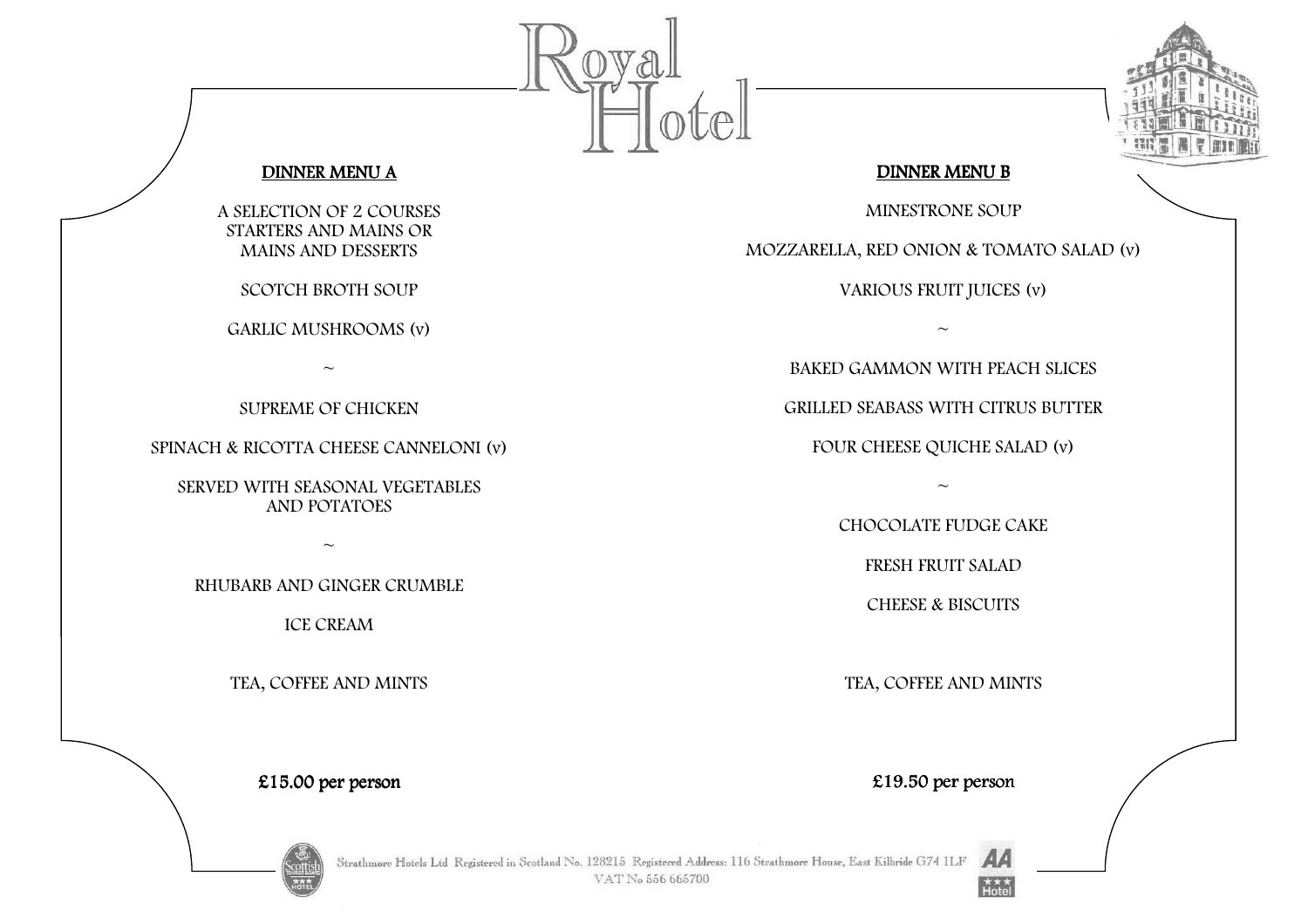# Royal Hotel

## DINNER MENU A

A SELECTION OF 2 COURSES
STARTERS AND MAINS OR
MAINS AND DESSERTS

SCOTCH BROTH SOUP

GARLIC MUSHROOMS (v)

~

SUPREME OF CHICKEN

SPINACH & RICOTTA CHEESE CANNELONI (v)

SERVED WITH SEASONAL VEGETABLES
AND POTATOES

~

RHUBARB AND GINGER CRUMBLE

ICE CREAM

TEA, COFFEE AND MINTS

**£15.00 per person**

## DINNER MENU B

MINESTRONE SOUP

MOZZARELLA, RED ONION & TOMATO SALAD (v)

VARIOUS FRUIT JUICES (v)

~

BAKED GAMMON WITH PEACH SLICES

GRILLED SEABASS WITH CITRUS BUTTER

FOUR CHEESE QUICHE SALAD (v)

~

CHOCOLATE FUDGE CAKE

FRESH FRUIT SALAD

CHEESE & BISCUITS

TEA, COFFEE AND MINTS

**£19.50 per person**

Strathmore Hotels Ltd Registered in Scotland No. 128215 Registered Address: 116 Strathmore House, East Kilbride G74 1LF
VAT No 556 665700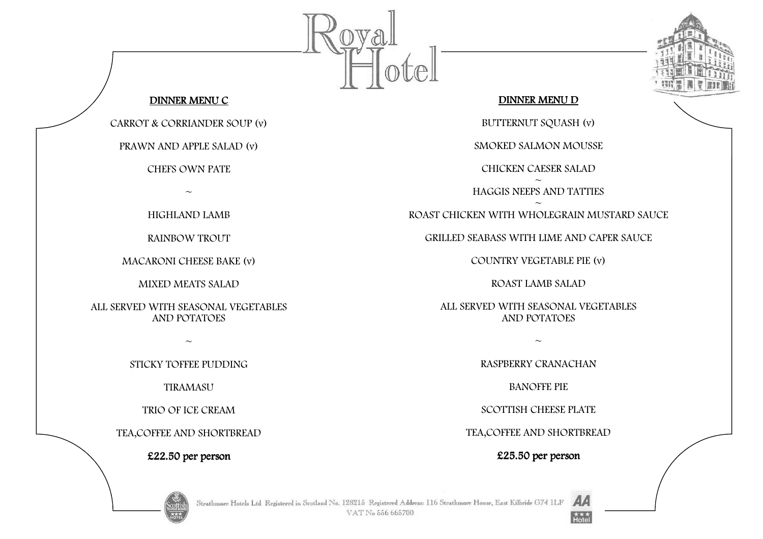# Royal Hotel

## DINNER MENU C

CARROT & CORRIANDER SOUP (v)

PRAWN AND APPLE SALAD (v)

CHEFS OWN PATE

~

HIGHLAND LAMB

RAINBOW TROUT

MACARONI CHEESE BAKE (v)

MIXED MEATS SALAD

ALL SERVED WITH SEASONAL VEGETABLES AND POTATOES

~

STICKY TOFFEE PUDDING

TIRAMASU

TRIO OF ICE CREAM

TEA,COFFEE AND SHORTBREAD

**£22.50 per person**

## DINNER MENU D

BUTTERNUT SQUASH (v)

SMOKED SALMON MOUSSE

CHICKEN CAESER SALAD

~

HAGGIS NEEPS AND TATTIES

~

ROAST CHICKEN WITH WHOLEGRAIN MUSTARD SAUCE

GRILLED SEABASS WITH LIME AND CAPER SAUCE

COUNTRY VEGETABLE PIE (v)

ROAST LAMB SALAD

ALL SERVED WITH SEASONAL VEGETABLES AND POTATOES

~

RASPBERRY CRANACHAN

BANOFFE PIE

SCOTTISH CHEESE PLATE

TEA,COFFEE AND SHORTBREAD

**£25.50 per person**

Strathmore Hotels Ltd Registered in Scotland No. 128215 Registered Address: 116 Strathmore House, East Kilbride G74 1LF
VAT No 556 665700